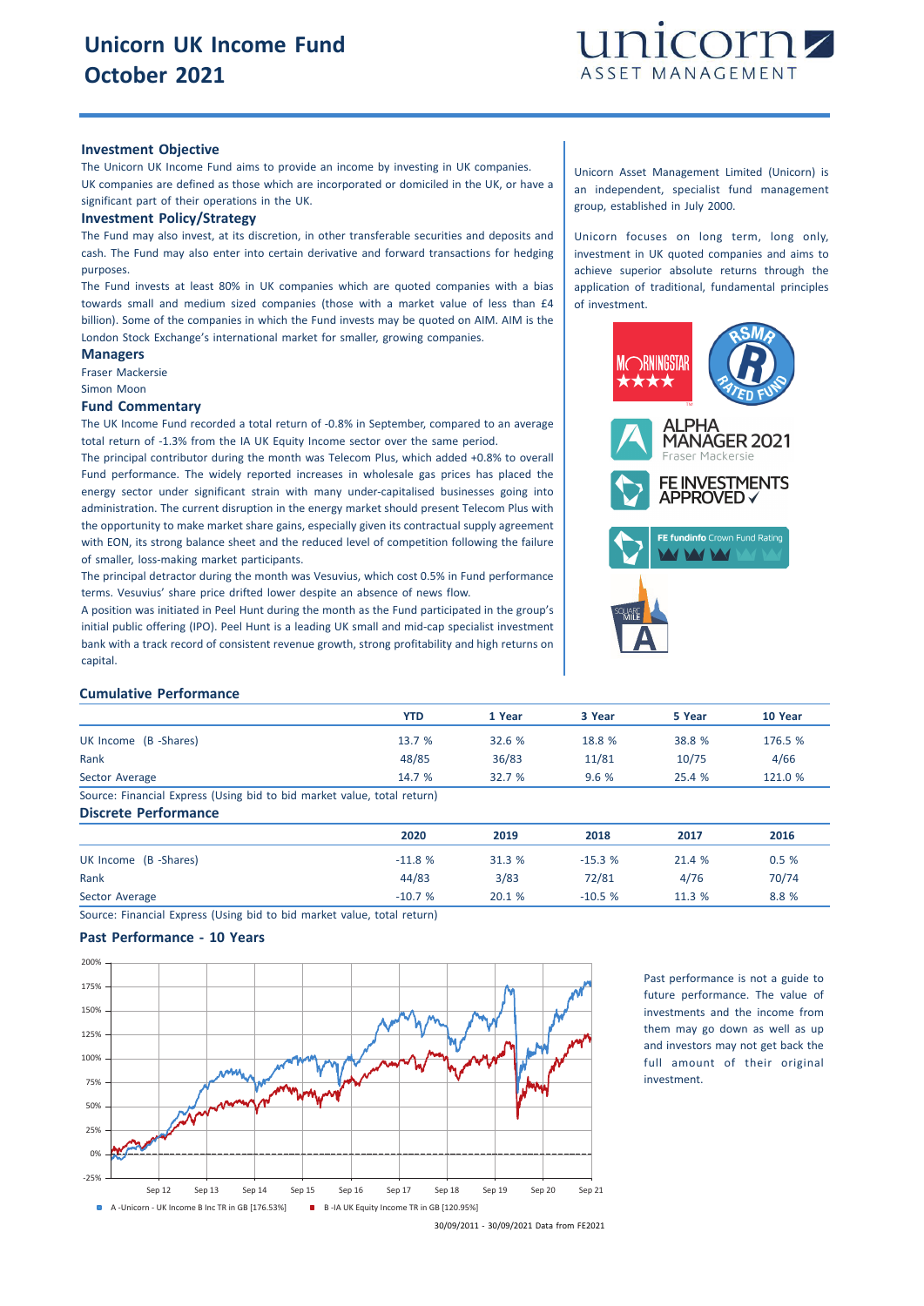# Unicorn UK Income Fund
# October 2021

unicorn ASSET MANAGEMENT

## Investment Objective

The Unicorn UK Income Fund aims to provide an income by investing in UK companies.

UK companies are defined as those which are incorporated or domiciled in the UK, or have a significant part of their operations in the UK.

## Investment Policy/Strategy

The Fund may also invest, at its discretion, in other transferable securities and deposits and cash. The Fund may also enter into certain derivative and forward transactions for hedging purposes.

The Fund invests at least 80% in UK companies which are quoted companies with a bias towards small and medium sized companies (those with a market value of less than £4 billion). Some of the companies in which the Fund invests may be quoted on AIM. AIM is the London Stock Exchange's international market for smaller, growing companies.

## Managers

Fraser Mackersie

Simon Moon

## Fund Commentary

The UK Income Fund recorded a total return of -0.8% in September, compared to an average total return of -1.3% from the IA UK Equity Income sector over the same period.

The principal contributor during the month was Telecom Plus, which added +0.8% to overall Fund performance. The widely reported increases in wholesale gas prices has placed the energy sector under significant strain with many under-capitalised businesses going into administration. The current disruption in the energy market should present Telecom Plus with the opportunity to make market share gains, especially given its contractual supply agreement with EON, its strong balance sheet and the reduced level of competition following the failure of smaller, loss-making market participants.

The principal detractor during the month was Vesuvius, which cost 0.5% in Fund performance terms. Vesuvius' share price drifted lower despite an absence of news flow.

A position was initiated in Peel Hunt during the month as the Fund participated in the group's initial public offering (IPO). Peel Hunt is a leading UK small and mid-cap specialist investment bank with a track record of consistent revenue growth, strong profitability and high returns on capital.

Unicorn Asset Management Limited (Unicorn) is an independent, specialist fund management group, established in July 2000.

Unicorn focuses on long term, long only, investment in UK quoted companies and aims to achieve superior absolute returns through the application of traditional, fundamental principles of investment.

MORNINGSTAR ★★★★

RSMR RATED FUND

ALPHA MANAGER 2021 Fraser Mackersie

FE INVESTMENTS APPROVED ✓

FE fundinfo Crown Fund Rating

SQUARE MILE A

## Cumulative Performance

| | YTD | 1 Year | 3 Year | 5 Year | 10 Year |
|---|---|---|---|---|---|
| UK Income (B -Shares) | 13.7 % | 32.6 % | 18.8 % | 38.8 % | 176.5 % |
| Rank | 48/85 | 36/83 | 11/81 | 10/75 | 4/66 |
| Sector Average | 14.7 % | 32.7 % | 9.6 % | 25.4 % | 121.0 % |

Source: Financial Express (Using bid to bid market value, total return)

## Discrete Performance

| | 2020 | 2019 | 2018 | 2017 | 2016 |
|---|---|---|---|---|---|
| UK Income (B -Shares) | -11.8 % | 31.3 % | -15.3 % | 21.4 % | 0.5 % |
| Rank | 44/83 | 3/83 | 72/81 | 4/76 | 70/74 |
| Sector Average | -10.7 % | 20.1 % | -10.5 % | 11.3 % | 8.8 % |

Source: Financial Express (Using bid to bid market value, total return)

## Past Performance - 10 Years

A -Unicorn - UK Income B Inc TR in GB [176.53%] B -IA UK Equity Income TR in GB [120.95%]

30/09/2011 - 30/09/2021 Data from FE2021

Past performance is not a guide to future performance. The value of investments and the income from them may go down as well as up and investors may not get back the full amount of their original investment.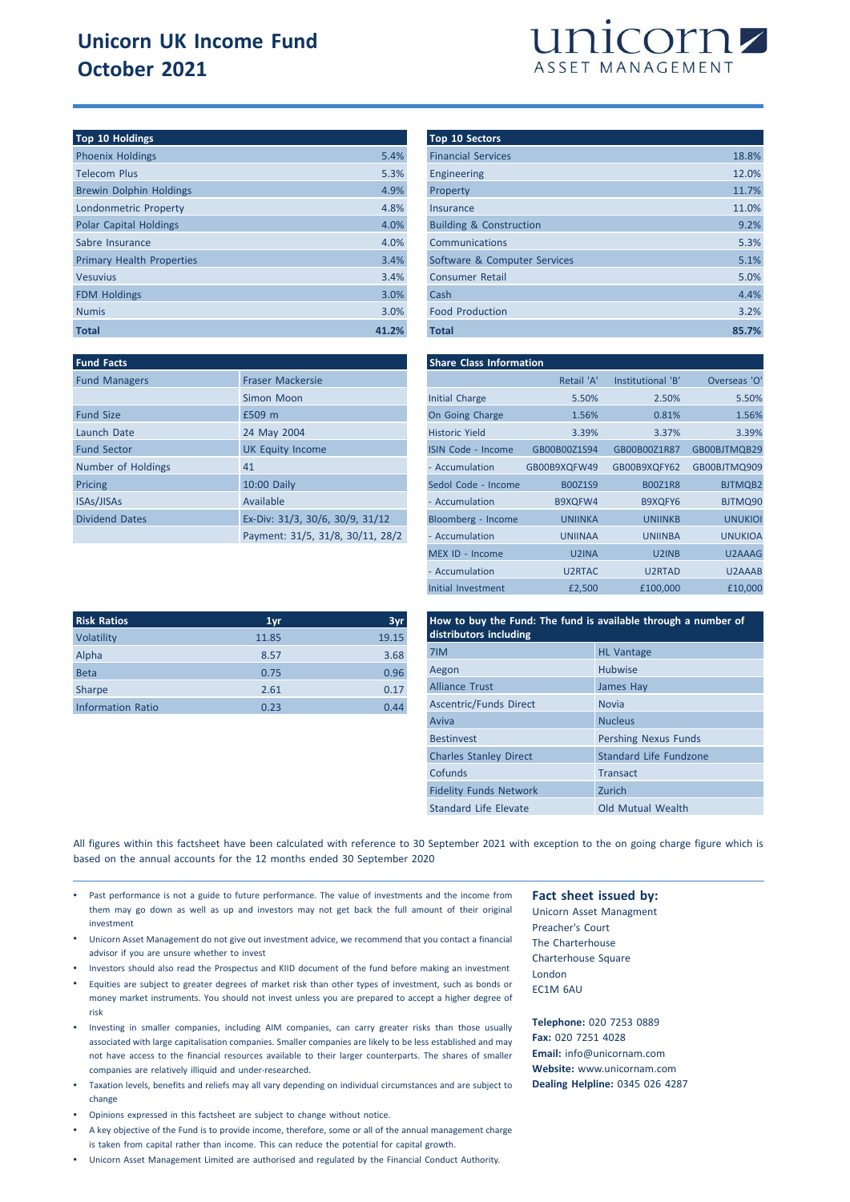# Unicorn UK Income Fund
# October 2021

unicorn ASSET MANAGEMENT

| Top 10 Holdings | |
|---|---|
| Phoenix Holdings | 5.4% |
| Telecom Plus | 5.3% |
| Brewin Dolphin Holdings | 4.9% |
| Londonmetric Property | 4.8% |
| Polar Capital Holdings | 4.0% |
| Sabre Insurance | 4.0% |
| Primary Health Properties | 3.4% |
| Vesuvius | 3.4% |
| FDM Holdings | 3.0% |
| Numis | 3.0% |
| **Total** | **41.2%** |

| Top 10 Sectors | |
|---|---|
| Financial Services | 18.8% |
| Engineering | 12.0% |
| Property | 11.7% |
| Insurance | 11.0% |
| Building & Construction | 9.2% |
| Communications | 5.3% |
| Software & Computer Services | 5.1% |
| Consumer Retail | 5.0% |
| Cash | 4.4% |
| Food Production | 3.2% |
| **Total** | **85.7%** |

| Fund Facts | |
|---|---|
| Fund Managers | Fraser Mackersie |
| | Simon Moon |
| Fund Size | £509 m |
| Launch Date | 24 May 2004 |
| Fund Sector | UK Equity Income |
| Number of Holdings | 41 |
| Pricing | 10:00 Daily |
| ISAs/JISAs | Available |
| Dividend Dates | Ex-Div: 31/3, 30/6, 30/9, 31/12 |
| | Payment: 31/5, 31/8, 30/11, 28/2 |

| Share Class Information | Retail 'A' | Institutional 'B' | Overseas 'O' |
|---|---|---|---|
| Initial Charge | 5.50% | 2.50% | 5.50% |
| On Going Charge | 1.56% | 0.81% | 1.56% |
| Historic Yield | 3.39% | 3.37% | 3.39% |
| ISIN Code - Income | GB00B00Z1S94 | GB00B00Z1R87 | GB00BJTMQB29 |
| - Accumulation | GB00B9XQFW49 | GB00B9XQFY62 | GB00BJTMQ909 |
| Sedol Code - Income | B00Z1S9 | B00Z1R8 | BJTMQB2 |
| - Accumulation | B9XQFW4 | B9XQFY6 | BJTMQ90 |
| Bloomberg - Income | UNIINKA | UNIINKB | UNUKIOI |
| - Accumulation | UNIINAA | UNIINBA | UNUKIOA |
| MEX ID - Income | U2INA | U2INB | U2AAAG |
| - Accumulation | U2RTAC | U2RTAD | U2AAAB |
| Initial Investment | £2,500 | £100,000 | £10,000 |

| Risk Ratios | 1yr | 3yr |
|---|---|---|
| Volatility | 11.85 | 19.15 |
| Alpha | 8.57 | 3.68 |
| Beta | 0.75 | 0.96 |
| Sharpe | 2.61 | 0.17 |
| Information Ratio | 0.23 | 0.44 |

| How to buy the Fund: The fund is available through a number of distributors including | |
|---|---|
| 7IM | HL Vantage |
| Aegon | Hubwise |
| Alliance Trust | James Hay |
| Ascentric/Funds Direct | Novia |
| Aviva | Nucleus |
| Bestinvest | Pershing Nexus Funds |
| Charles Stanley Direct | Standard Life Fundzone |
| Cofunds | Transact |
| Fidelity Funds Network | Zurich |
| Standard Life Elevate | Old Mutual Wealth |

All figures within this factsheet have been calculated with reference to 30 September 2021 with exception to the on going charge figure which is based on the annual accounts for the 12 months ended 30 September 2020

- Past performance is not a guide to future performance. The value of investments and the income from them may go down as well as up and investors may not get back the full amount of their original investment
- Unicorn Asset Management do not give out investment advice, we recommend that you contact a financial advisor if you are unsure whether to invest
- Investors should also read the Prospectus and KIID document of the fund before making an investment
- Equities are subject to greater degrees of market risk than other types of investment, such as bonds or money market instruments. You should not invest unless you are prepared to accept a higher degree of risk
- Investing in smaller companies, including AIM companies, can carry greater risks than those usually associated with large capitalisation companies. Smaller companies are likely to be less established and may not have access to the financial resources available to their larger counterparts. The shares of smaller companies are relatively illiquid and under-researched.
- Taxation levels, benefits and reliefs may all vary depending on individual circumstances and are subject to change
- Opinions expressed in this factsheet are subject to change without notice.
- A key objective of the Fund is to provide income, therefore, some or all of the annual management charge is taken from capital rather than income. This can reduce the potential for capital growth.
- Unicorn Asset Management Limited are authorised and regulated by the Financial Conduct Authority.

**Fact sheet issued by:**

Unicorn Asset Managment
Preacher's Court
The Charterhouse
Charterhouse Square
London
EC1M 6AU

**Telephone:** 020 7253 0889
**Fax:** 020 7251 4028
**Email:** info@unicornam.com
**Website:** www.unicornam.com
**Dealing Helpline:** 0345 026 4287